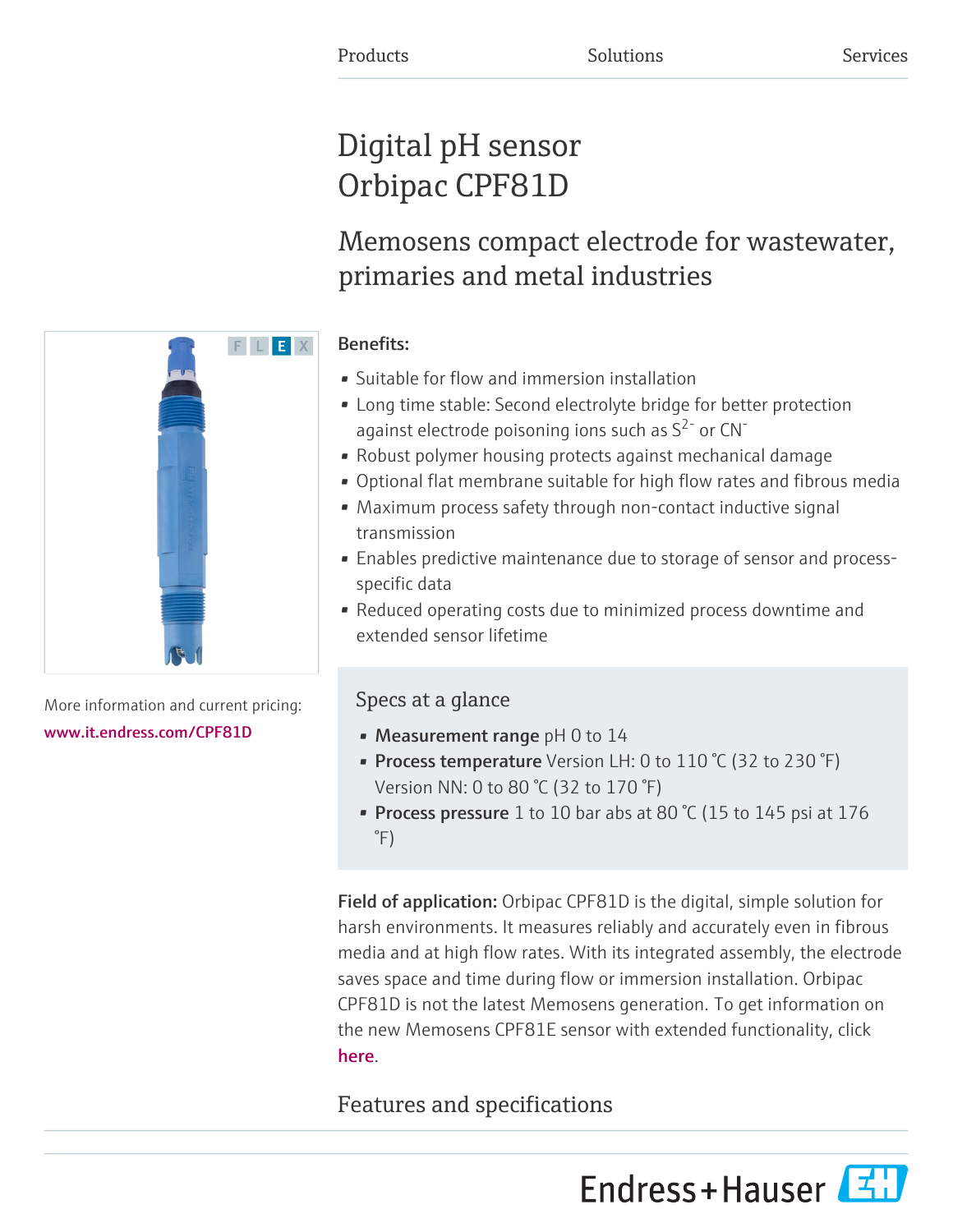Products Solutions Services

# Digital pH sensor Orbipac CPF81D

## Memosens compact electrode for wastewater, primaries and metal industries

**Benefits:**

- Suitable for flow and immersion installation
- Long time stable: Second electrolyte bridge for better protection against electrode poisoning ions such as $S^{2-}$ or $CN^{-}$
- Robust polymer housing protects against mechanical damage
- Optional flat membrane suitable for high flow rates and fibrous media
- Maximum process safety through non-contact inductive signal transmission
- Enables predictive maintenance due to storage of sensor and process-specific data
- Reduced operating costs due to minimized process downtime and extended sensor lifetime

More information and current pricing: www.it.endress.com/CPF81D

### Specs at a glance

- **Measurement range** pH 0 to 14
- **Process temperature** Version LH: 0 to 110 °C (32 to 230 °F) Version NN: 0 to 80 °C (32 to 170 °F)
- **Process pressure** 1 to 10 bar abs at 80 °C (15 to 145 psi at 176 °F)

**Field of application:** Orbipac CPF81D is the digital, simple solution for harsh environments. It measures reliably and accurately even in fibrous media and at high flow rates. With its integrated assembly, the electrode saves space and time during flow or immersion installation. Orbipac CPF81D is not the latest Memosens generation. To get information on the new Memosens CPF81E sensor with extended functionality, click here.

## Features and specifications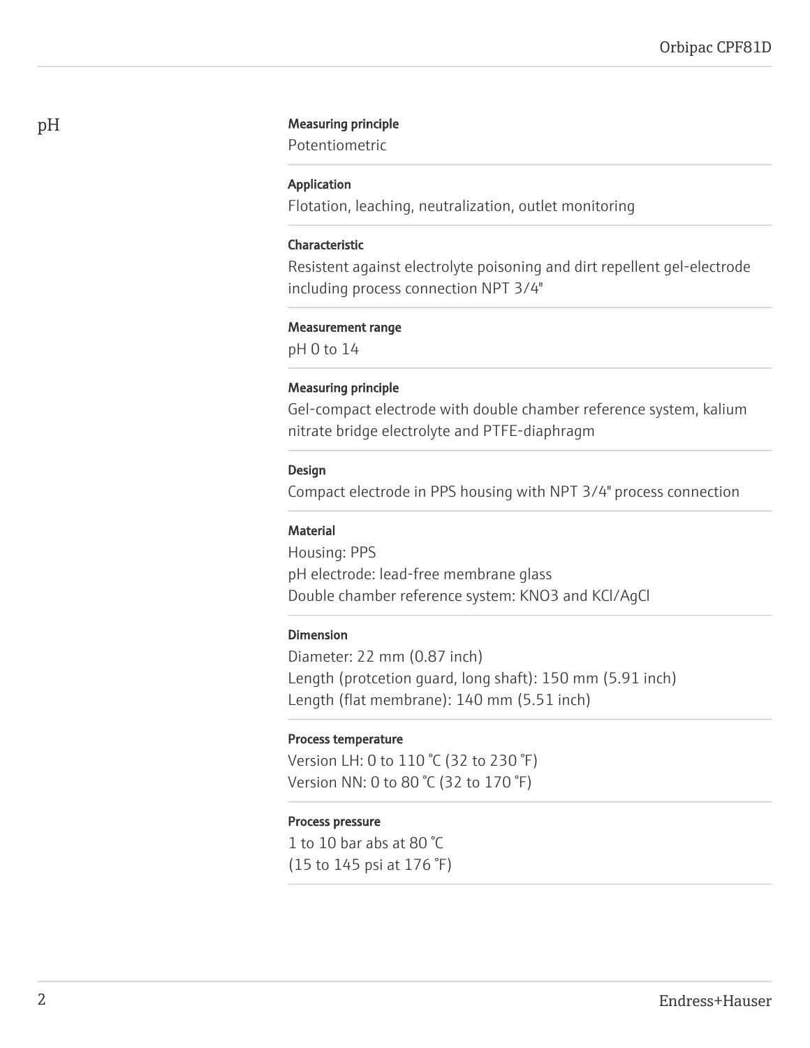## pH

**Measuring principle**
Potentiometric

**Application**
Flotation, leaching, neutralization, outlet monitoring

**Characteristic**
Resistent against electrolyte poisoning and dirt repellent gel-electrode including process connection NPT 3/4"

**Measurement range**
pH 0 to 14

**Measuring principle**
Gel-compact electrode with double chamber reference system, kalium nitrate bridge electrolyte and PTFE-diaphragm

**Design**
Compact electrode in PPS housing with NPT 3/4" process connection

**Material**
Housing: PPS
pH electrode: lead-free membrane glass
Double chamber reference system: $KNO_3$ and KCl/AgCl

**Dimension**
Diameter: 22 mm (0.87 inch)
Length (protcetion guard, long shaft): 150 mm (5.91 inch)
Length (flat membrane): 140 mm (5.51 inch)

**Process temperature**
Version LH: 0 to 110 °C (32 to 230 °F)
Version NN: 0 to 80 °C (32 to 170 °F)

**Process pressure**
1 to 10 bar abs at 80 °C
(15 to 145 psi at 176 °F)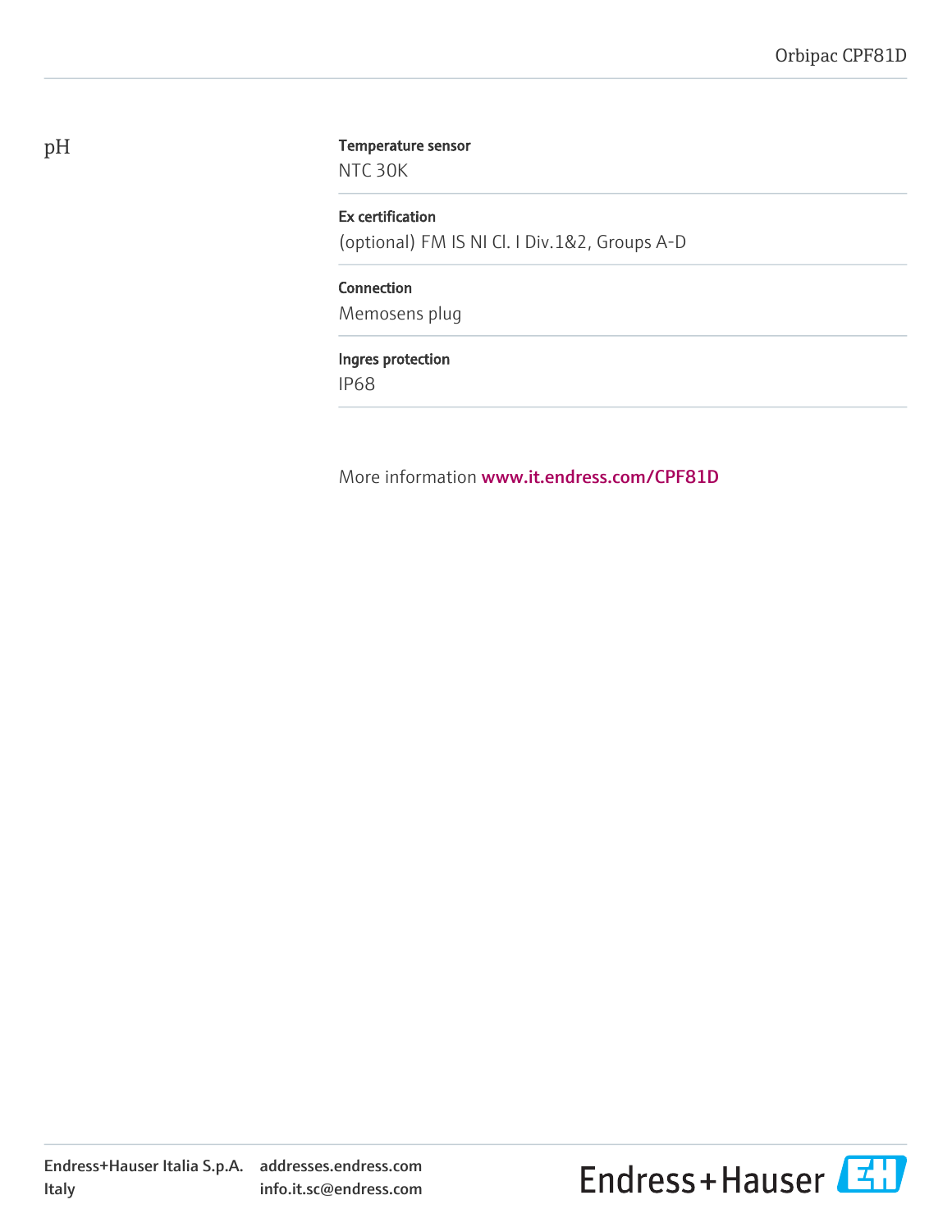## pH

**Temperature sensor**

NTC 30K

**Ex certification**

(optional) FM IS NI Cl. I Div.1&2, Groups A-D

**Connection**

Memosens plug

**Ingres protection**

IP68

More information **www.it.endress.com/CPF81D**

Endress+Hauser Italia S.p.A.
Italy

addresses.endress.com
info.it.sc@endress.com